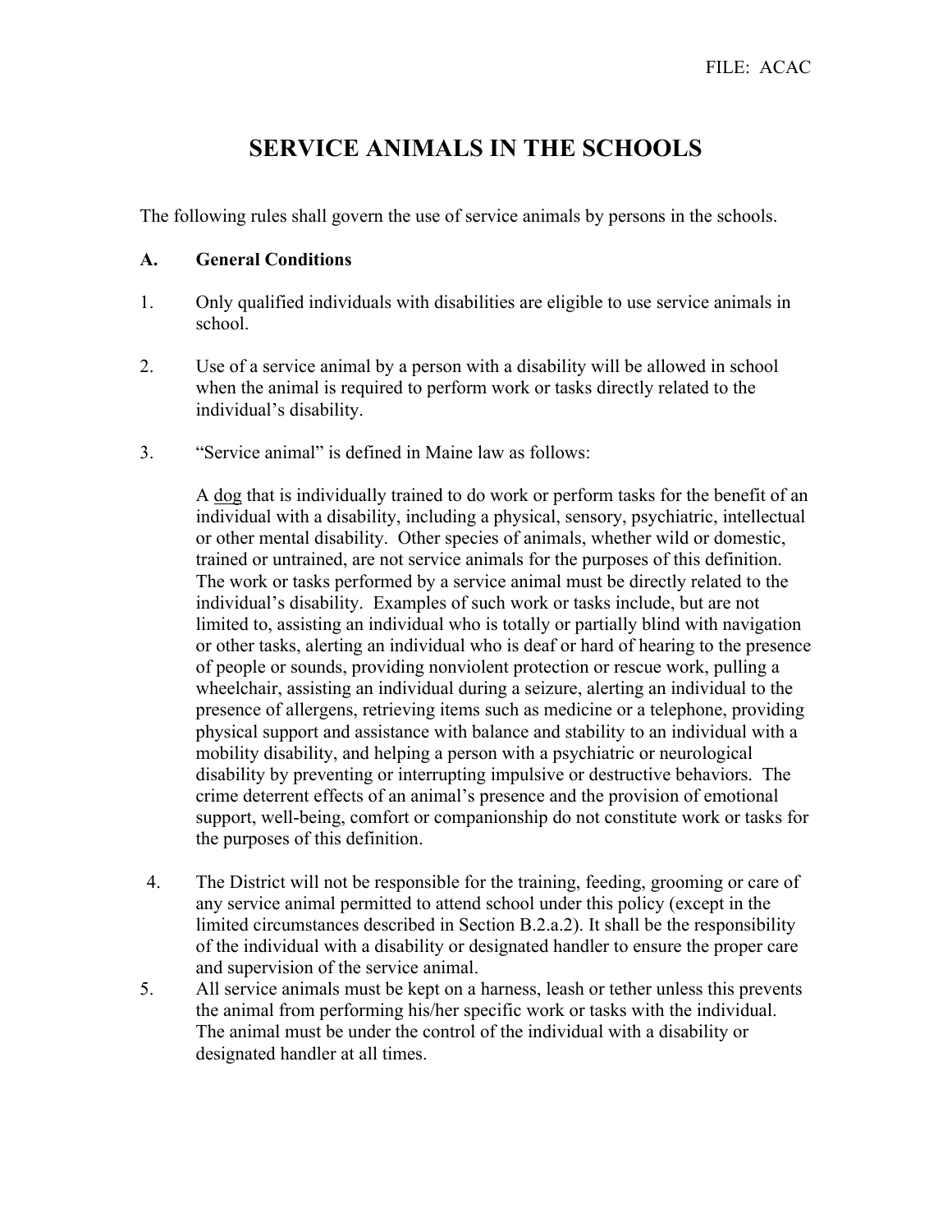FILE: ACAC

# SERVICE ANIMALS IN THE SCHOOLS

The following rules shall govern the use of service animals by persons in the schools.

## A. General Conditions

1. Only qualified individuals with disabilities are eligible to use service animals in school.

2. Use of a service animal by a person with a disability will be allowed in school when the animal is required to perform work or tasks directly related to the individual's disability.

3. "Service animal" is defined in Maine law as follows:

   A <u>dog</u> that is individually trained to do work or perform tasks for the benefit of an individual with a disability, including a physical, sensory, psychiatric, intellectual or other mental disability. Other species of animals, whether wild or domestic, trained or untrained, are not service animals for the purposes of this definition. The work or tasks performed by a service animal must be directly related to the individual's disability. Examples of such work or tasks include, but are not limited to, assisting an individual who is totally or partially blind with navigation or other tasks, alerting an individual who is deaf or hard of hearing to the presence of people or sounds, providing nonviolent protection or rescue work, pulling a wheelchair, assisting an individual during a seizure, alerting an individual to the presence of allergens, retrieving items such as medicine or a telephone, providing physical support and assistance with balance and stability to an individual with a mobility disability, and helping a person with a psychiatric or neurological disability by preventing or interrupting impulsive or destructive behaviors. The crime deterrent effects of an animal's presence and the provision of emotional support, well-being, comfort or companionship do not constitute work or tasks for the purposes of this definition.

4. The District will not be responsible for the training, feeding, grooming or care of any service animal permitted to attend school under this policy (except in the limited circumstances described in Section B.2.a.2). It shall be the responsibility of the individual with a disability or designated handler to ensure the proper care and supervision of the service animal.

5. All service animals must be kept on a harness, leash or tether unless this prevents the animal from performing his/her specific work or tasks with the individual. The animal must be under the control of the individual with a disability or designated handler at all times.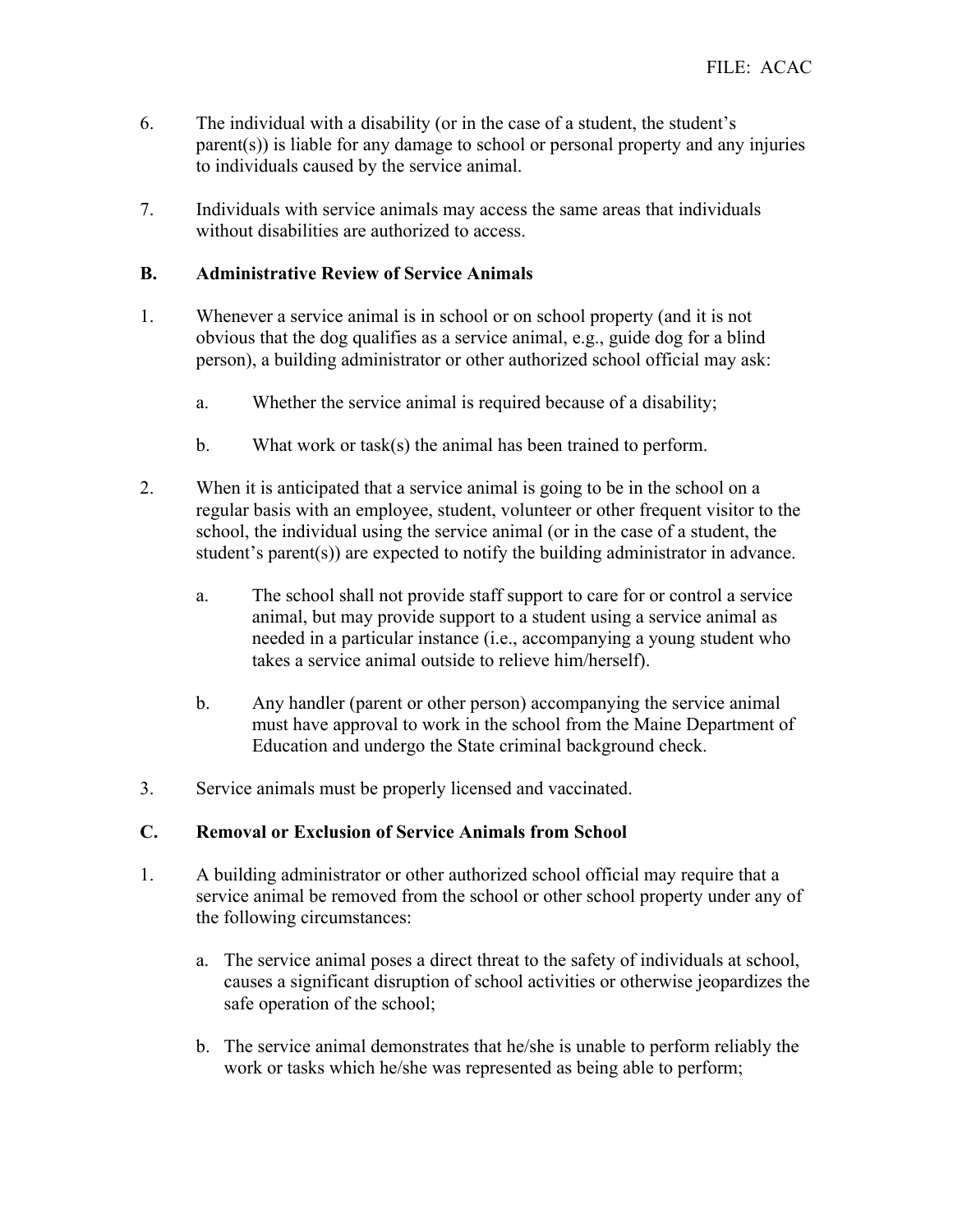6. The individual with a disability (or in the case of a student, the student's parent(s)) is liable for any damage to school or personal property and any injuries to individuals caused by the service animal.

7. Individuals with service animals may access the same areas that individuals without disabilities are authorized to access.

**B. Administrative Review of Service Animals**

1. Whenever a service animal is in school or on school property (and it is not obvious that the dog qualifies as a service animal, e.g., guide dog for a blind person), a building administrator or other authorized school official may ask:

   a. Whether the service animal is required because of a disability;

   b. What work or task(s) the animal has been trained to perform.

2. When it is anticipated that a service animal is going to be in the school on a regular basis with an employee, student, volunteer or other frequent visitor to the school, the individual using the service animal (or in the case of a student, the student's parent(s)) are expected to notify the building administrator in advance.

   a. The school shall not provide staff support to care for or control a service animal, but may provide support to a student using a service animal as needed in a particular instance (i.e., accompanying a young student who takes a service animal outside to relieve him/herself).

   b. Any handler (parent or other person) accompanying the service animal must have approval to work in the school from the Maine Department of Education and undergo the State criminal background check.

3. Service animals must be properly licensed and vaccinated.

**C. Removal or Exclusion of Service Animals from School**

1. A building administrator or other authorized school official may require that a service animal be removed from the school or other school property under any of the following circumstances:

   a. The service animal poses a direct threat to the safety of individuals at school, causes a significant disruption of school activities or otherwise jeopardizes the safe operation of the school;

   b. The service animal demonstrates that he/she is unable to perform reliably the work or tasks which he/she was represented as being able to perform;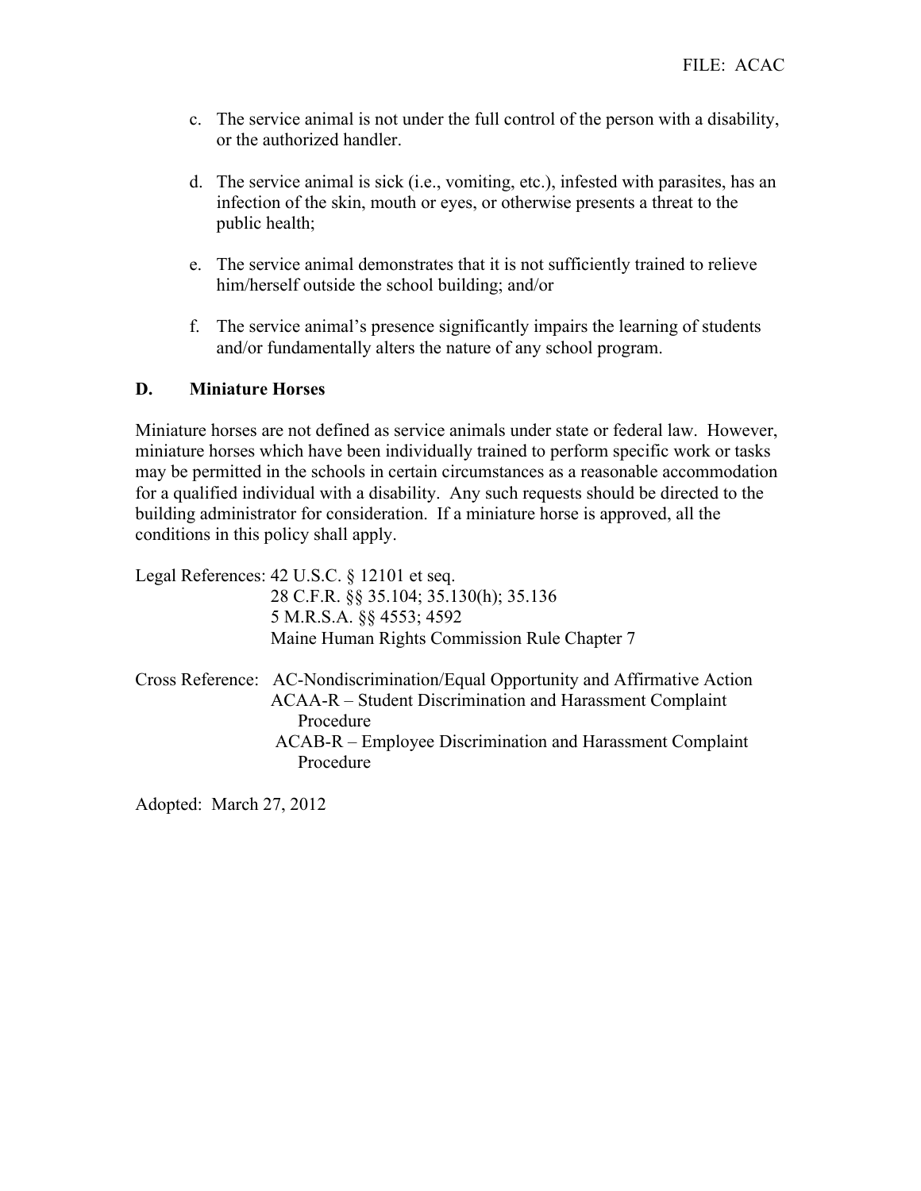c. The service animal is not under the full control of the person with a disability, or the authorized handler.

d. The service animal is sick (i.e., vomiting, etc.), infested with parasites, has an infection of the skin, mouth or eyes, or otherwise presents a threat to the public health;

e. The service animal demonstrates that it is not sufficiently trained to relieve him/herself outside the school building; and/or

f. The service animal's presence significantly impairs the learning of students and/or fundamentally alters the nature of any school program.

## D. Miniature Horses

Miniature horses are not defined as service animals under state or federal law. However, miniature horses which have been individually trained to perform specific work or tasks may be permitted in the schools in certain circumstances as a reasonable accommodation for a qualified individual with a disability. Any such requests should be directed to the building administrator for consideration. If a miniature horse is approved, all the conditions in this policy shall apply.

Legal References: 42 U.S.C. § 12101 et seq.
28 C.F.R. §§ 35.104; 35.130(h); 35.136
5 M.R.S.A. §§ 4553; 4592
Maine Human Rights Commission Rule Chapter 7

Cross Reference: AC-Nondiscrimination/Equal Opportunity and Affirmative Action
ACAA-R – Student Discrimination and Harassment Complaint Procedure
ACAB-R – Employee Discrimination and Harassment Complaint Procedure

Adopted: March 27, 2012